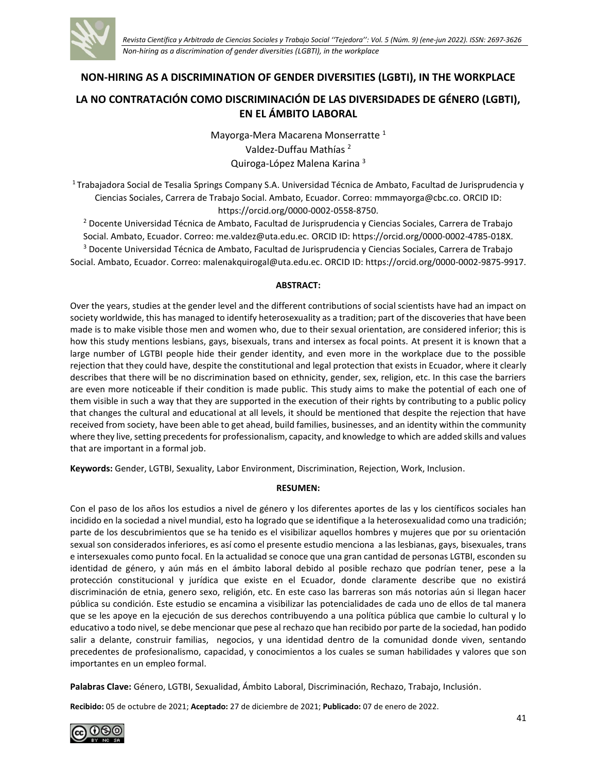# NON-HIRING AS A DISCRIMINATION OF GENDER DIVERSITIES (LGBTI), IN THE WORKPLACE

# LA NO CONTRATACIÓN COMO DISCRIMINACIÓN DE LAS DIVERSIDADES DE GÉNERO (LGBTI), EN EL ÁMBITO LABORAL

Mayorga-Mera Macarena Monserratte [1]
Valdez-Duffau Mathías [2]
Quiroga-López Malena Karina [3]

[1] Trabajadora Social de Tesalia Springs Company S.A. Universidad Técnica de Ambato, Facultad de Jurisprudencia y Ciencias Sociales, Carrera de Trabajo Social. Ambato, Ecuador. Correo: mmmayorga@cbc.co. ORCID ID: https://orcid.org/0000-0002-0558-8750.

[2] Docente Universidad Técnica de Ambato, Facultad de Jurisprudencia y Ciencias Sociales, Carrera de Trabajo Social. Ambato, Ecuador. Correo: me.valdez@uta.edu.ec. ORCID ID: https://orcid.org/0000-0002-4785-018X.

[3] Docente Universidad Técnica de Ambato, Facultad de Jurisprudencia y Ciencias Sociales, Carrera de Trabajo Social. Ambato, Ecuador. Correo: malenakquirogal@uta.edu.ec. ORCID ID: https://orcid.org/0000-0002-9875-9917.

**ABSTRACT:**

Over the years, studies at the gender level and the different contributions of social scientists have had an impact on society worldwide, this has managed to identify heterosexuality as a tradition; part of the discoveries that have been made is to make visible those men and women who, due to their sexual orientation, are considered inferior; this is how this study mentions lesbians, gays, bisexuals, trans and intersex as focal points. At present it is known that a large number of LGTBI people hide their gender identity, and even more in the workplace due to the possible rejection that they could have, despite the constitutional and legal protection that exists in Ecuador, where it clearly describes that there will be no discrimination based on ethnicity, gender, sex, religion, etc. In this case the barriers are even more noticeable if their condition is made public. This study aims to make the potential of each one of them visible in such a way that they are supported in the execution of their rights by contributing to a public policy that changes the cultural and educational at all levels, it should be mentioned that despite the rejection that have received from society, have been able to get ahead, build families, businesses, and an identity within the community where they live, setting precedents for professionalism, capacity, and knowledge to which are added skills and values that are important in a formal job.

**Keywords:** Gender, LGTBI, Sexuality, Labor Environment, Discrimination, Rejection, Work, Inclusion.

**RESUMEN:**

Con el paso de los años los estudios a nivel de género y los diferentes aportes de las y los científicos sociales han incidido en la sociedad a nivel mundial, esto ha logrado que se identifique a la heterosexualidad como una tradición; parte de los descubrimientos que se ha tenido es el visibilizar aquellos hombres y mujeres que por su orientación sexual son considerados inferiores, es así como el presente estudio menciona a las lesbianas, gays, bisexuales, trans e intersexuales como punto focal. En la actualidad se conoce que una gran cantidad de personas LGTBI, esconden su identidad de género, y aún más en el ámbito laboral debido al posible rechazo que podrían tener, pese a la protección constitucional y jurídica que existe en el Ecuador, donde claramente describe que no existirá discriminación de etnia, genero sexo, religión, etc. En este caso las barreras son más notorias aún si llegan hacer pública su condición. Este estudio se encamina a visibilizar las potencialidades de cada uno de ellos de tal manera que se les apoye en la ejecución de sus derechos contribuyendo a una política pública que cambie lo cultural y lo educativo a todo nivel, se debe mencionar que pese al rechazo que han recibido por parte de la sociedad, han podido salir a delante, construir familias, negocios, y una identidad dentro de la comunidad donde viven, sentando precedentes de profesionalismo, capacidad, y conocimientos a los cuales se suman habilidades y valores que son importantes en un empleo formal.

**Palabras Clave:** Género, LGTBI, Sexualidad, Ámbito Laboral, Discriminación, Rechazo, Trabajo, Inclusión.

**Recibido:** 05 de octubre de 2021; **Aceptado:** 27 de diciembre de 2021; **Publicado:** 07 de enero de 2022.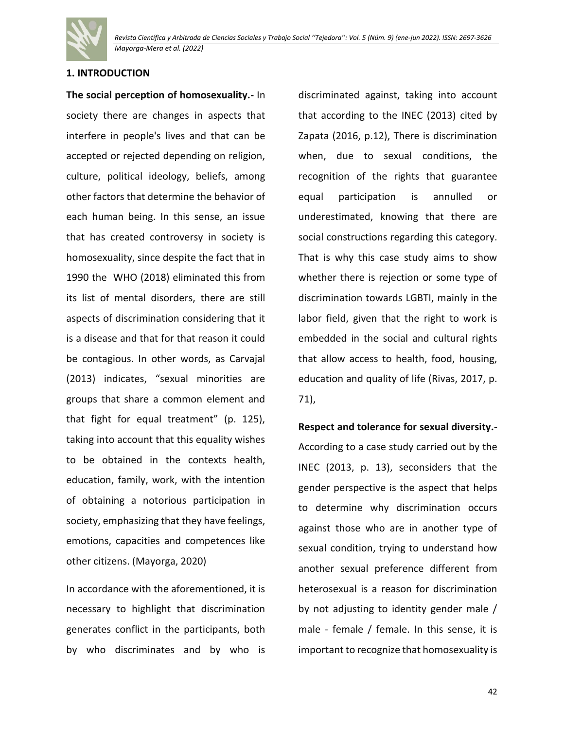## 1. INTRODUCTION

**The social perception of homosexuality.-** In society there are changes in aspects that interfere in people's lives and that can be accepted or rejected depending on religion, culture, political ideology, beliefs, among other factors that determine the behavior of each human being. In this sense, an issue that has created controversy in society is homosexuality, since despite the fact that in 1990 the WHO (2018) eliminated this from its list of mental disorders, there are still aspects of discrimination considering that it is a disease and that for that reason it could be contagious. In other words, as Carvajal (2013) indicates, "sexual minorities are groups that share a common element and that fight for equal treatment" (p. 125), taking into account that this equality wishes to be obtained in the contexts health, education, family, work, with the intention of obtaining a notorious participation in society, emphasizing that they have feelings, emotions, capacities and competences like other citizens. (Mayorga, 2020)

In accordance with the aforementioned, it is necessary to highlight that discrimination generates conflict in the participants, both by who discriminates and by who is discriminated against, taking into account that according to the INEC (2013) cited by Zapata (2016, p.12), There is discrimination when, due to sexual conditions, the recognition of the rights that guarantee equal participation is annulled or underestimated, knowing that there are social constructions regarding this category. That is why this case study aims to show whether there is rejection or some type of discrimination towards LGBTI, mainly in the labor field, given that the right to work is embedded in the social and cultural rights that allow access to health, food, housing, education and quality of life (Rivas, 2017, p. 71),

**Respect and tolerance for sexual diversity.-** According to a case study carried out by the INEC (2013, p. 13), seconsiders that the gender perspective is the aspect that helps to determine why discrimination occurs against those who are in another type of sexual condition, trying to understand how another sexual preference different from heterosexual is a reason for discrimination by not adjusting to identity gender male / male - female / female. In this sense, it is important to recognize that homosexuality is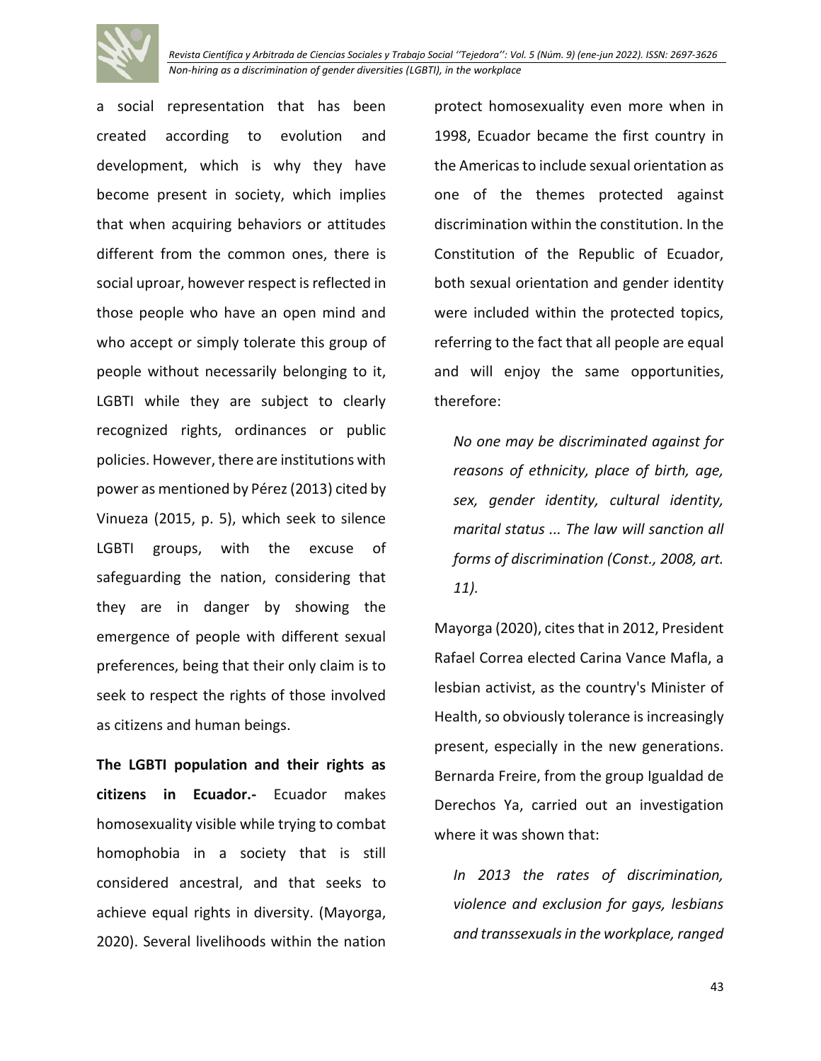a social representation that has been created according to evolution and development, which is why they have become present in society, which implies that when acquiring behaviors or attitudes different from the common ones, there is social uproar, however respect is reflected in those people who have an open mind and who accept or simply tolerate this group of people without necessarily belonging to it, LGBTI while they are subject to clearly recognized rights, ordinances or public policies. However, there are institutions with power as mentioned by Pérez (2013) cited by Vinueza (2015, p. 5), which seek to silence LGBTI groups, with the excuse of safeguarding the nation, considering that they are in danger by showing the emergence of people with different sexual preferences, being that their only claim is to seek to respect the rights of those involved as citizens and human beings.

**The LGBTI population and their rights as citizens in Ecuador.-** Ecuador makes homosexuality visible while trying to combat homophobia in a society that is still considered ancestral, and that seeks to achieve equal rights in diversity. (Mayorga, 2020). Several livelihoods within the nation protect homosexuality even more when in 1998, Ecuador became the first country in the Americas to include sexual orientation as one of the themes protected against discrimination within the constitution. In the Constitution of the Republic of Ecuador, both sexual orientation and gender identity were included within the protected topics, referring to the fact that all people are equal and will enjoy the same opportunities, therefore:

> *No one may be discriminated against for reasons of ethnicity, place of birth, age, sex, gender identity, cultural identity, marital status ... The law will sanction all forms of discrimination (Const., 2008, art. 11).*

Mayorga (2020), cites that in 2012, President Rafael Correa elected Carina Vance Mafla, a lesbian activist, as the country's Minister of Health, so obviously tolerance is increasingly present, especially in the new generations. Bernarda Freire, from the group Igualdad de Derechos Ya, carried out an investigation where it was shown that:

> *In 2013 the rates of discrimination, violence and exclusion for gays, lesbians and transsexuals in the workplace, ranged*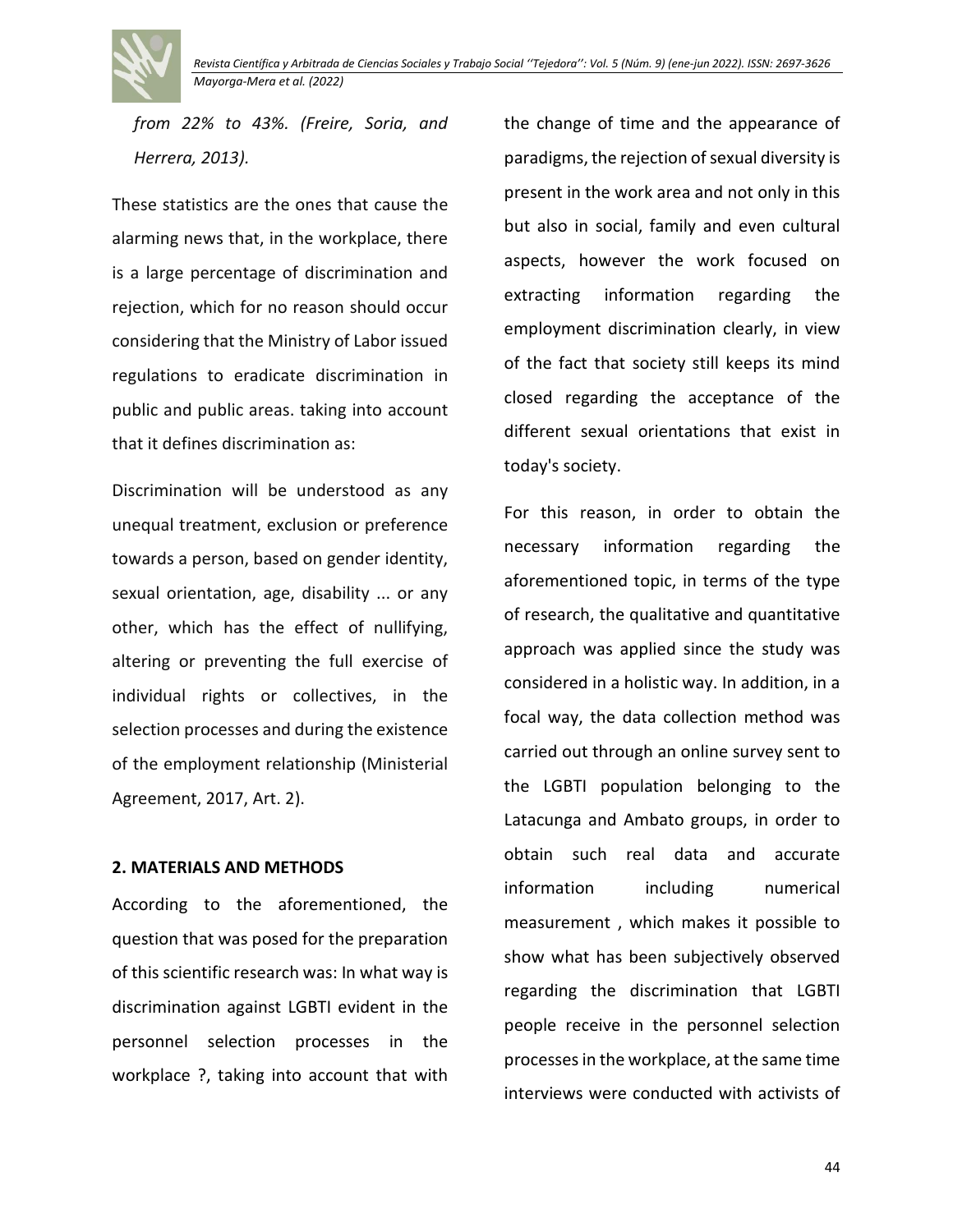*from 22% to 43%. (Freire, Soria, and Herrera, 2013).*

These statistics are the ones that cause the alarming news that, in the workplace, there is a large percentage of discrimination and rejection, which for no reason should occur considering that the Ministry of Labor issued regulations to eradicate discrimination in public and public areas. taking into account that it defines discrimination as:

Discrimination will be understood as any unequal treatment, exclusion or preference towards a person, based on gender identity, sexual orientation, age, disability ... or any other, which has the effect of nullifying, altering or preventing the full exercise of individual rights or collectives, in the selection processes and during the existence of the employment relationship (Ministerial Agreement, 2017, Art. 2).

## 2. MATERIALS AND METHODS

According to the aforementioned, the question that was posed for the preparation of this scientific research was: In what way is discrimination against LGBTI evident in the personnel selection processes in the workplace ?, taking into account that with the change of time and the appearance of paradigms, the rejection of sexual diversity is present in the work area and not only in this but also in social, family and even cultural aspects, however the work focused on extracting information regarding the employment discrimination clearly, in view of the fact that society still keeps its mind closed regarding the acceptance of the different sexual orientations that exist in today's society.

For this reason, in order to obtain the necessary information regarding the aforementioned topic, in terms of the type of research, the qualitative and quantitative approach was applied since the study was considered in a holistic way. In addition, in a focal way, the data collection method was carried out through an online survey sent to the LGBTI population belonging to the Latacunga and Ambato groups, in order to obtain such real data and accurate information including numerical measurement , which makes it possible to show what has been subjectively observed regarding the discrimination that LGBTI people receive in the personnel selection processes in the workplace, at the same time interviews were conducted with activists of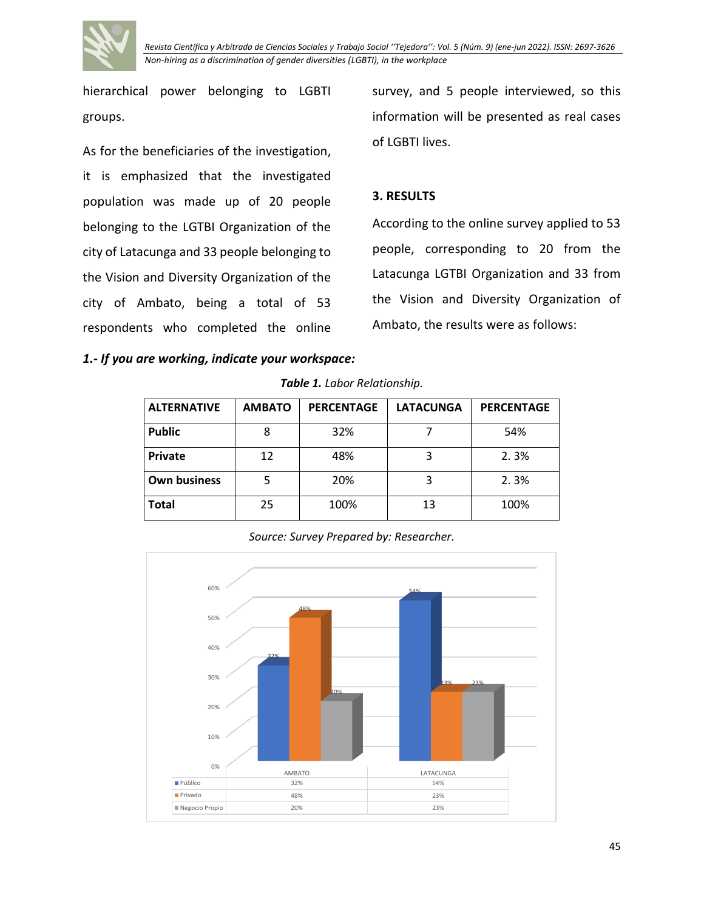hierarchical power belonging to LGBTI groups.

As for the beneficiaries of the investigation, it is emphasized that the investigated population was made up of 20 people belonging to the LGTBI Organization of the city of Latacunga and 33 people belonging to the Vision and Diversity Organization of the city of Ambato, being a total of 53 respondents who completed the online survey, and 5 people interviewed, so this information will be presented as real cases of LGBTI lives.

## 3. RESULTS

According to the online survey applied to 53 people, corresponding to 20 from the Latacunga LGTBI Organization and 33 from the Vision and Diversity Organization of Ambato, the results were as follows:

***1.- If you are working, indicate your workspace:***

***Table 1.*** *Labor Relationship.*

| ALTERNATIVE | AMBATO | PERCENTAGE | LATACUNGA | PERCENTAGE |
|---|---|---|---|---|
| **Public** | 8 | 32% | 7 | 54% |
| **Private** | 12 | 48% | 3 | 2. 3% |
| **Own business** | 5 | 20% | 3 | 2. 3% |
| **Total** | 25 | 100% | 13 | 100% |

*Source: Survey Prepared by: Researcher.*

| | AMBATO | LATACUNGA |
|---|---|---|
| Público | 32% | 54% |
| Privado | 48% | 23% |
| Negocio Propio | 20% | 23% |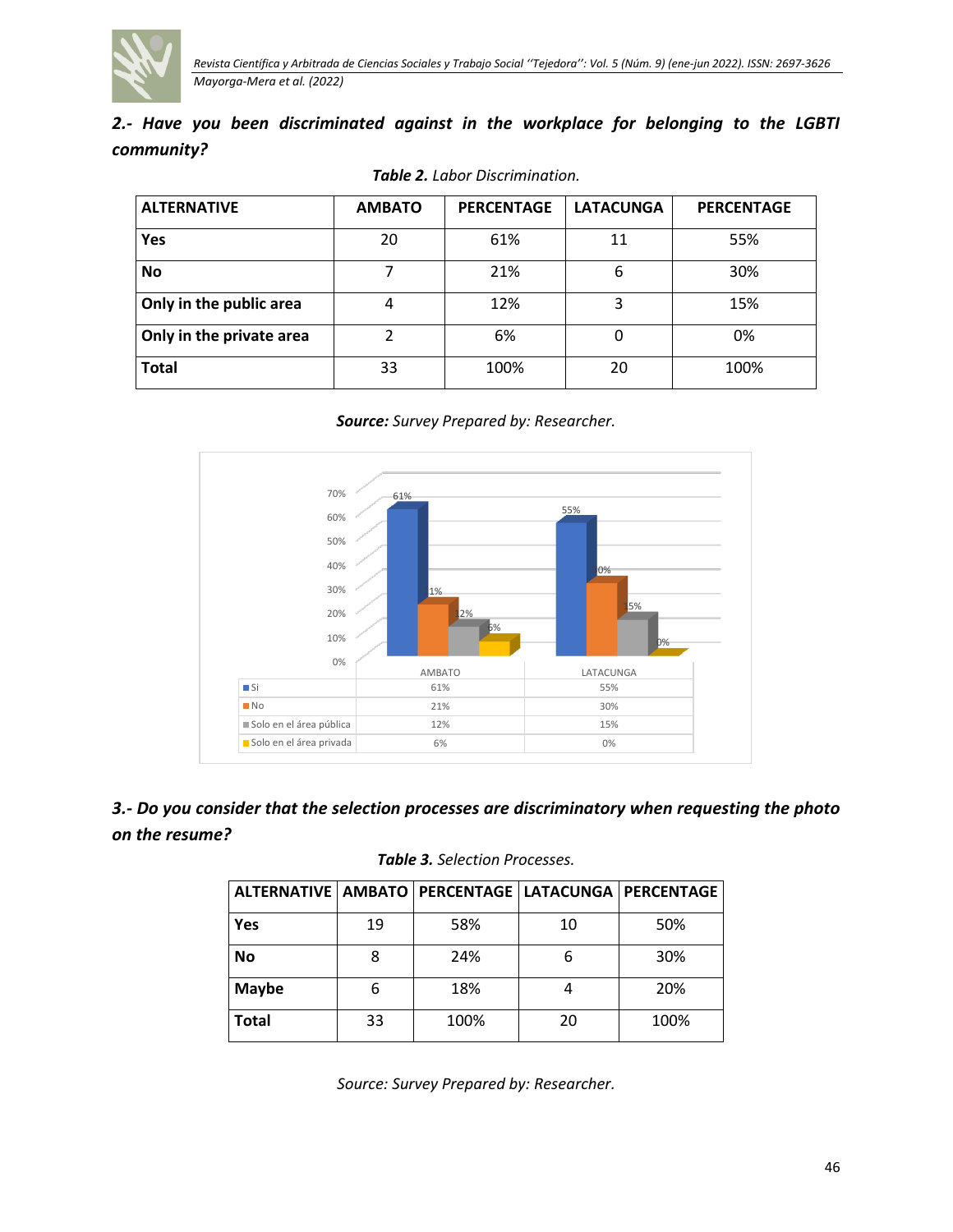***2.- Have you been discriminated against in the workplace for belonging to the LGBTI community?***

***Table 2.*** *Labor Discrimination.*

| ALTERNATIVE | AMBATO | PERCENTAGE | LATACUNGA | PERCENTAGE |
|---|---|---|---|---|
| **Yes** | 20 | 61% | 11 | 55% |
| **No** | 7 | 21% | 6 | 30% |
| **Only in the public area** | 4 | 12% | 3 | 15% |
| **Only in the private area** | 2 | 6% | 0 | 0% |
| **Total** | 33 | 100% | 20 | 100% |

***Source:*** *Survey Prepared by: Researcher.*

| | AMBATO | LATACUNGA |
|---|---|---|
| Si | 61% | 55% |
| No | 21% | 30% |
| Solo en el área pública | 12% | 15% |
| Solo en el área privada | 6% | 0% |

***3.- Do you consider that the selection processes are discriminatory when requesting the photo on the resume?***

***Table 3.*** *Selection Processes.*

| ALTERNATIVE | AMBATO | PERCENTAGE | LATACUNGA | PERCENTAGE |
|---|---|---|---|---|
| **Yes** | 19 | 58% | 10 | 50% |
| **No** | 8 | 24% | 6 | 30% |
| **Maybe** | 6 | 18% | 4 | 20% |
| **Total** | 33 | 100% | 20 | 100% |

*Source: Survey Prepared by: Researcher.*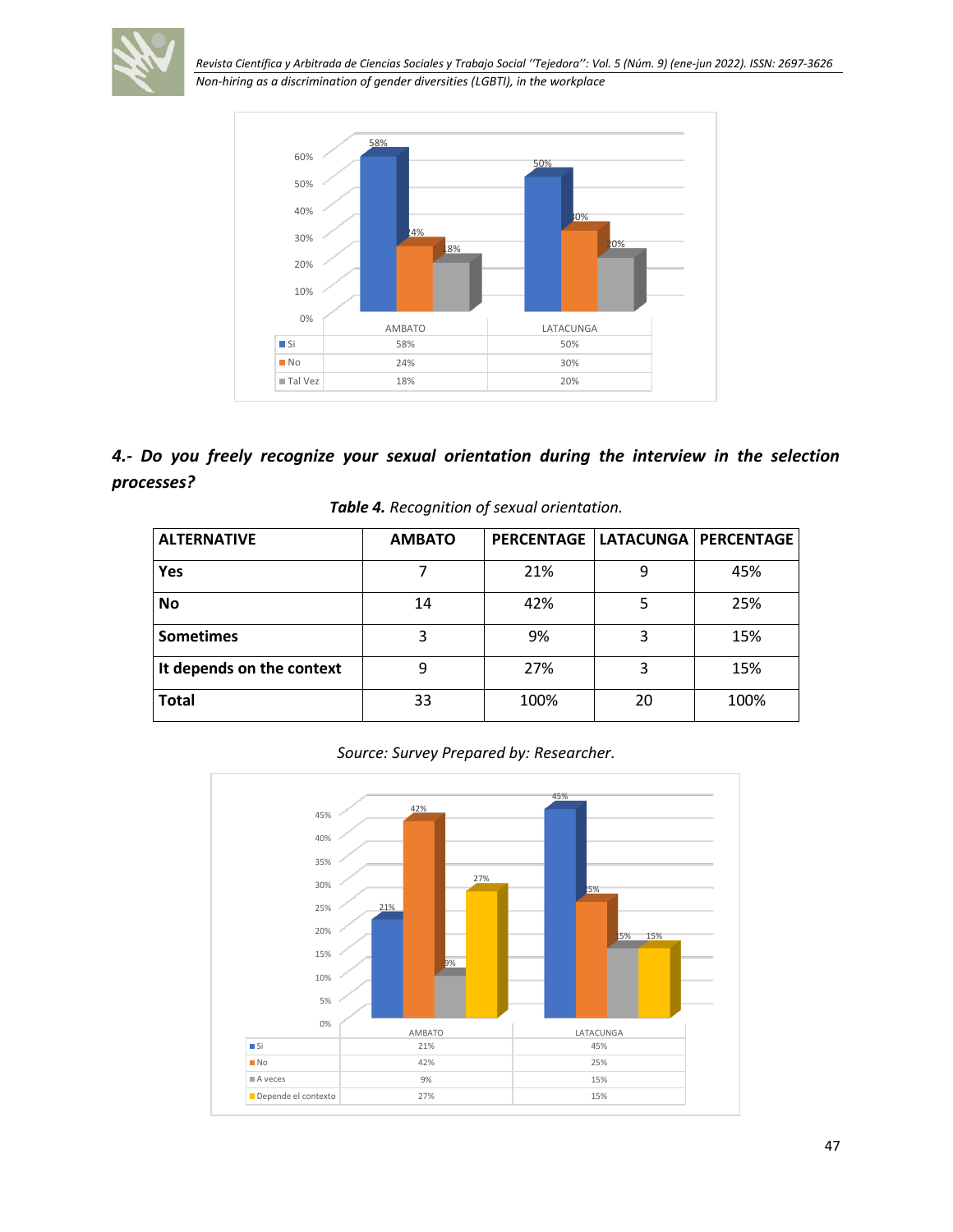| | AMBATO | LATACUNGA |
|---|---|---|
| Si | 58% | 50% |
| No | 24% | 30% |
| Tal Vez | 18% | 20% |

***4.- Do you freely recognize your sexual orientation during the interview in the selection processes?***

***Table 4.*** *Recognition of sexual orientation.*

| ALTERNATIVE | AMBATO | PERCENTAGE | LATACUNGA | PERCENTAGE |
|---|---|---|---|---|
| **Yes** | 7 | 21% | 9 | 45% |
| **No** | 14 | 42% | 5 | 25% |
| **Sometimes** | 3 | 9% | 3 | 15% |
| **It depends on the context** | 9 | 27% | 3 | 15% |
| **Total** | 33 | 100% | 20 | 100% |

*Source: Survey Prepared by: Researcher.*

| | AMBATO | LATACUNGA |
|---|---|---|
| Si | 21% | 45% |
| No | 42% | 25% |
| A veces | 9% | 15% |
| Depende el contexto | 27% | 15% |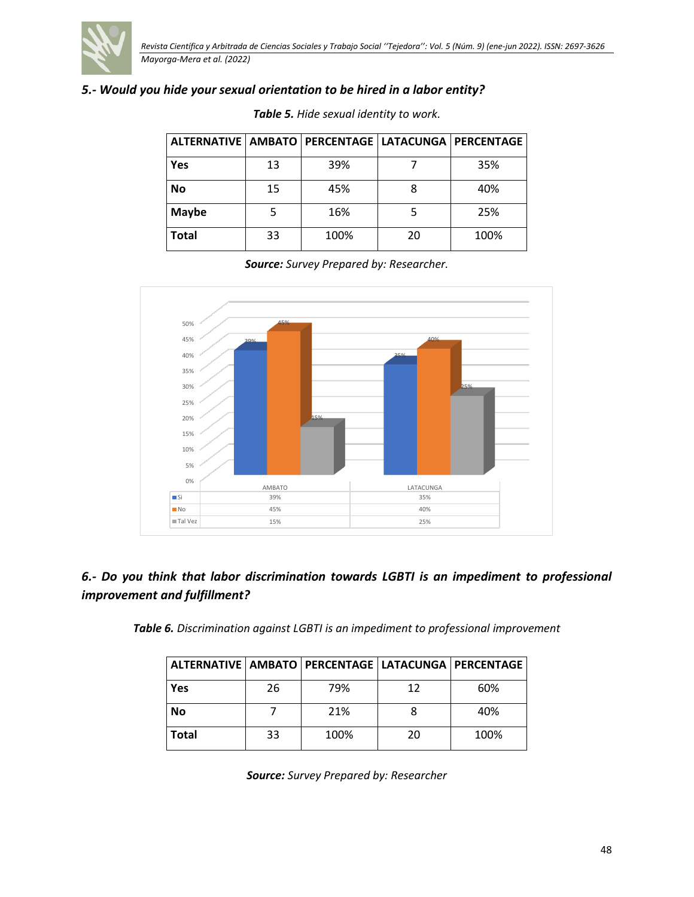## 5.- Would you hide your sexual orientation to be hired in a labor entity?

***Table 5.*** *Hide sexual identity to work.*

| ALTERNATIVE | AMBATO | PERCENTAGE | LATACUNGA | PERCENTAGE |
|---|---|---|---|---|
| **Yes** | 13 | 39% | 7 | 35% |
| **No** | 15 | 45% | 8 | 40% |
| **Maybe** | 5 | 16% | 5 | 25% |
| **Total** | 33 | 100% | 20 | 100% |

***Source:*** *Survey Prepared by: Researcher.*

|  | AMBATO | LATACUNGA |
|---|---|---|
| Si | 39% | 35% |
| No | 45% | 40% |
| Tal Vez | 15% | 25% |

## 6.- Do you think that labor discrimination towards LGBTI is an impediment to professional improvement and fulfillment?

***Table 6.*** *Discrimination against LGBTI is an impediment to professional improvement*

| ALTERNATIVE | AMBATO | PERCENTAGE | LATACUNGA | PERCENTAGE |
|---|---|---|---|---|
| **Yes** | 26 | 79% | 12 | 60% |
| **No** | 7 | 21% | 8 | 40% |
| **Total** | 33 | 100% | 20 | 100% |

***Source:*** *Survey Prepared by: Researcher*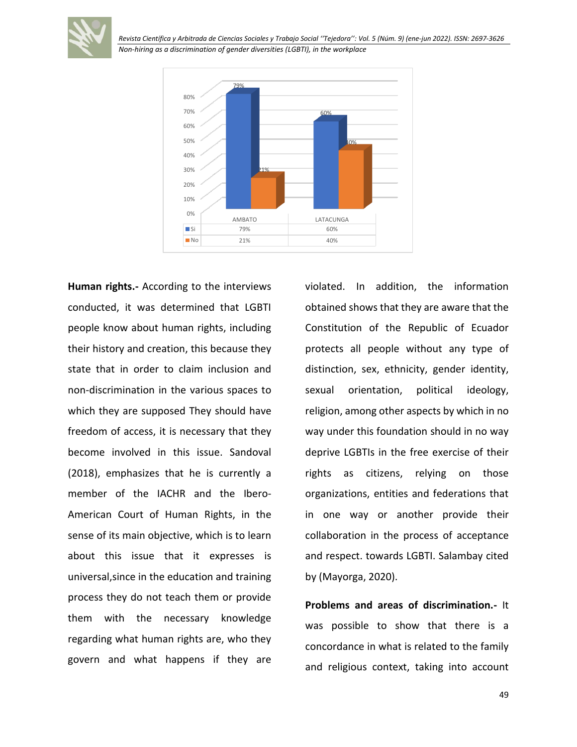| | AMBATO | LATACUNGA |
|---|---|---|
| Si | 79% | 60% |
| No | 21% | 40% |

**Human rights.-** According to the interviews conducted, it was determined that LGBTI people know about human rights, including their history and creation, this because they state that in order to claim inclusion and non-discrimination in the various spaces to which they are supposed They should have freedom of access, it is necessary that they become involved in this issue. Sandoval (2018), emphasizes that he is currently a member of the IACHR and the Ibero-American Court of Human Rights, in the sense of its main objective, which is to learn about this issue that it expresses is universal,since in the education and training process they do not teach them or provide them with the necessary knowledge regarding what human rights are, who they govern and what happens if they are violated. In addition, the information obtained shows that they are aware that the Constitution of the Republic of Ecuador protects all people without any type of distinction, sex, ethnicity, gender identity, sexual orientation, political ideology, religion, among other aspects by which in no way under this foundation should in no way deprive LGBTIs in the free exercise of their rights as citizens, relying on those organizations, entities and federations that in one way or another provide their collaboration in the process of acceptance and respect. towards LGBTI. Salambay cited by (Mayorga, 2020).

**Problems and areas of discrimination.-** It was possible to show that there is a concordance in what is related to the family and religious context, taking into account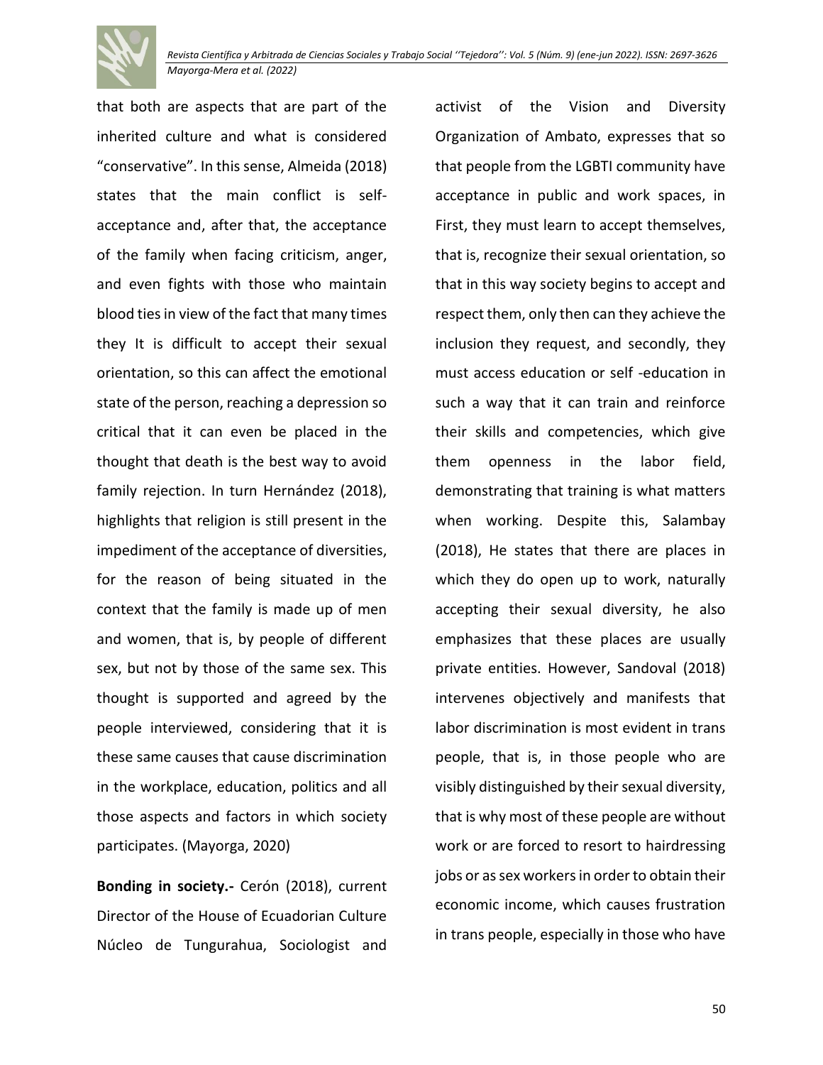that both are aspects that are part of the inherited culture and what is considered "conservative". In this sense, Almeida (2018) states that the main conflict is self-acceptance and, after that, the acceptance of the family when facing criticism, anger, and even fights with those who maintain blood ties in view of the fact that many times they It is difficult to accept their sexual orientation, so this can affect the emotional state of the person, reaching a depression so critical that it can even be placed in the thought that death is the best way to avoid family rejection. In turn Hernández (2018), highlights that religion is still present in the impediment of the acceptance of diversities, for the reason of being situated in the context that the family is made up of men and women, that is, by people of different sex, but not by those of the same sex. This thought is supported and agreed by the people interviewed, considering that it is these same causes that cause discrimination in the workplace, education, politics and all those aspects and factors in which society participates. (Mayorga, 2020)

**Bonding in society.-** Cerón (2018), current Director of the House of Ecuadorian Culture Núcleo de Tungurahua, Sociologist and activist of the Vision and Diversity Organization of Ambato, expresses that so that people from the LGBTI community have acceptance in public and work spaces, in First, they must learn to accept themselves, that is, recognize their sexual orientation, so that in this way society begins to accept and respect them, only then can they achieve the inclusion they request, and secondly, they must access education or self -education in such a way that it can train and reinforce their skills and competencies, which give them openness in the labor field, demonstrating that training is what matters when working. Despite this, Salambay (2018), He states that there are places in which they do open up to work, naturally accepting their sexual diversity, he also emphasizes that these places are usually private entities. However, Sandoval (2018) intervenes objectively and manifests that labor discrimination is most evident in trans people, that is, in those people who are visibly distinguished by their sexual diversity, that is why most of these people are without work or are forced to resort to hairdressing jobs or as sex workers in order to obtain their economic income, which causes frustration in trans people, especially in those who have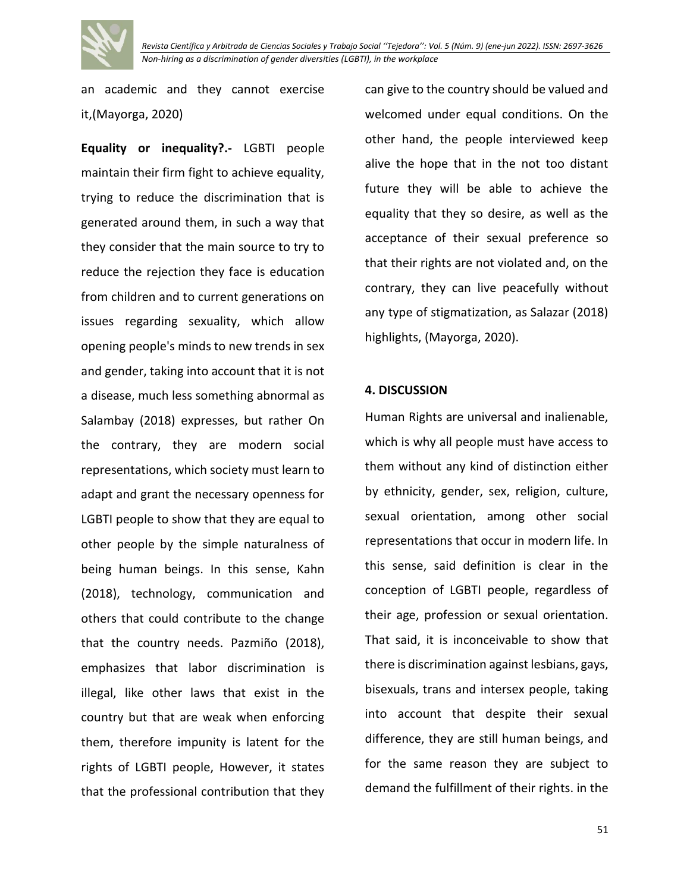an academic and they cannot exercise it,(Mayorga, 2020)

**Equality or inequality?.-** LGBTI people maintain their firm fight to achieve equality, trying to reduce the discrimination that is generated around them, in such a way that they consider that the main source to try to reduce the rejection they face is education from children and to current generations on issues regarding sexuality, which allow opening people's minds to new trends in sex and gender, taking into account that it is not a disease, much less something abnormal as Salambay (2018) expresses, but rather On the contrary, they are modern social representations, which society must learn to adapt and grant the necessary openness for LGBTI people to show that they are equal to other people by the simple naturalness of being human beings. In this sense, Kahn (2018), technology, communication and others that could contribute to the change that the country needs. Pazmiño (2018), emphasizes that labor discrimination is illegal, like other laws that exist in the country but that are weak when enforcing them, therefore impunity is latent for the rights of LGBTI people, However, it states that the professional contribution that they can give to the country should be valued and welcomed under equal conditions. On the other hand, the people interviewed keep alive the hope that in the not too distant future they will be able to achieve the equality that they so desire, as well as the acceptance of their sexual preference so that their rights are not violated and, on the contrary, they can live peacefully without any type of stigmatization, as Salazar (2018) highlights, (Mayorga, 2020).

## 4. DISCUSSION

Human Rights are universal and inalienable, which is why all people must have access to them without any kind of distinction either by ethnicity, gender, sex, religion, culture, sexual orientation, among other social representations that occur in modern life. In this sense, said definition is clear in the conception of LGBTI people, regardless of their age, profession or sexual orientation. That said, it is inconceivable to show that there is discrimination against lesbians, gays, bisexuals, trans and intersex people, taking into account that despite their sexual difference, they are still human beings, and for the same reason they are subject to demand the fulfillment of their rights. in the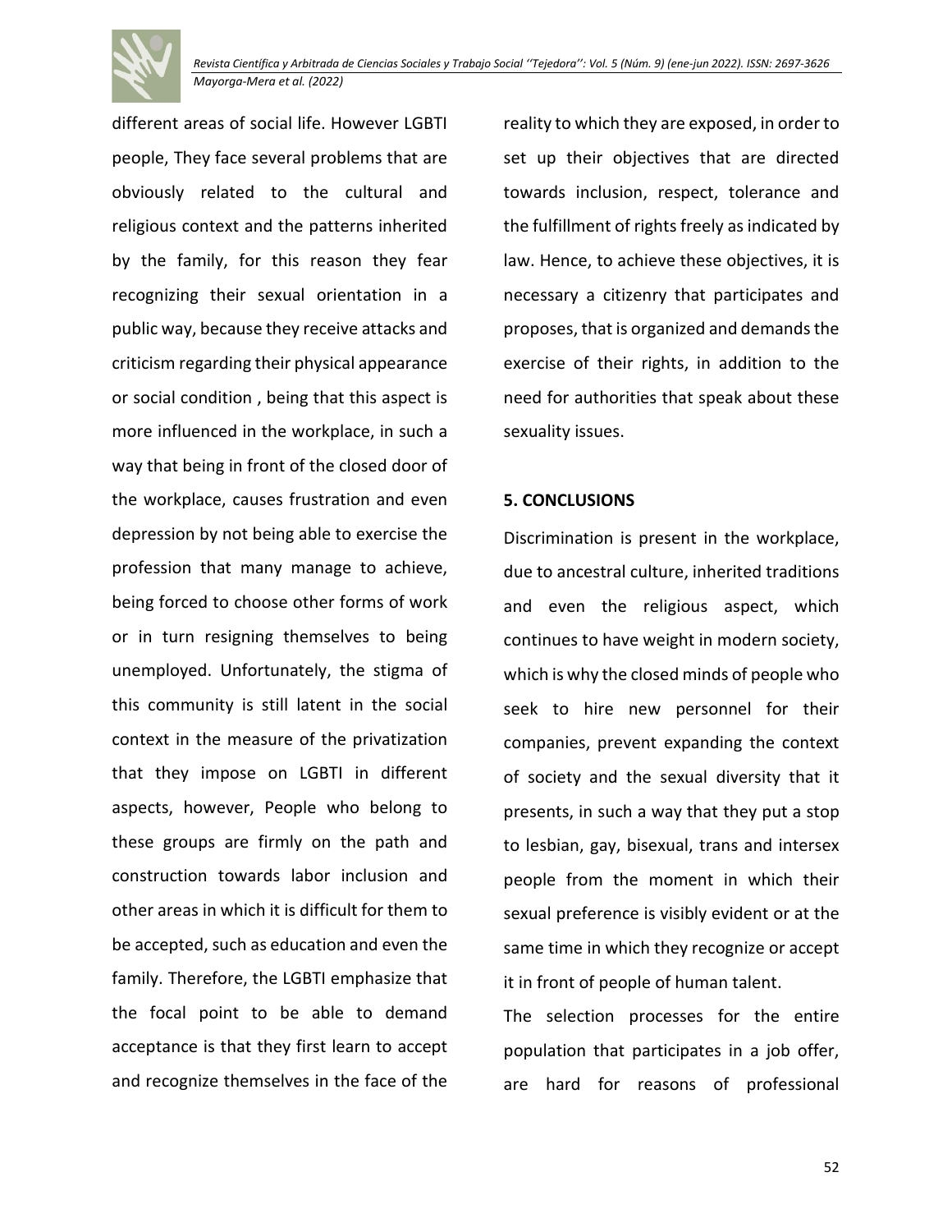different areas of social life. However LGBTI people, They face several problems that are obviously related to the cultural and religious context and the patterns inherited by the family, for this reason they fear recognizing their sexual orientation in a public way, because they receive attacks and criticism regarding their physical appearance or social condition , being that this aspect is more influenced in the workplace, in such a way that being in front of the closed door of the workplace, causes frustration and even depression by not being able to exercise the profession that many manage to achieve, being forced to choose other forms of work or in turn resigning themselves to being unemployed. Unfortunately, the stigma of this community is still latent in the social context in the measure of the privatization that they impose on LGBTI in different aspects, however, People who belong to these groups are firmly on the path and construction towards labor inclusion and other areas in which it is difficult for them to be accepted, such as education and even the family. Therefore, the LGBTI emphasize that the focal point to be able to demand acceptance is that they first learn to accept and recognize themselves in the face of the reality to which they are exposed, in order to set up their objectives that are directed towards inclusion, respect, tolerance and the fulfillment of rights freely as indicated by law. Hence, to achieve these objectives, it is necessary a citizenry that participates and proposes, that is organized and demands the exercise of their rights, in addition to the need for authorities that speak about these sexuality issues.

## 5. CONCLUSIONS

Discrimination is present in the workplace, due to ancestral culture, inherited traditions and even the religious aspect, which continues to have weight in modern society, which is why the closed minds of people who seek to hire new personnel for their companies, prevent expanding the context of society and the sexual diversity that it presents, in such a way that they put a stop to lesbian, gay, bisexual, trans and intersex people from the moment in which their sexual preference is visibly evident or at the same time in which they recognize or accept it in front of people of human talent.

The selection processes for the entire population that participates in a job offer, are hard for reasons of professional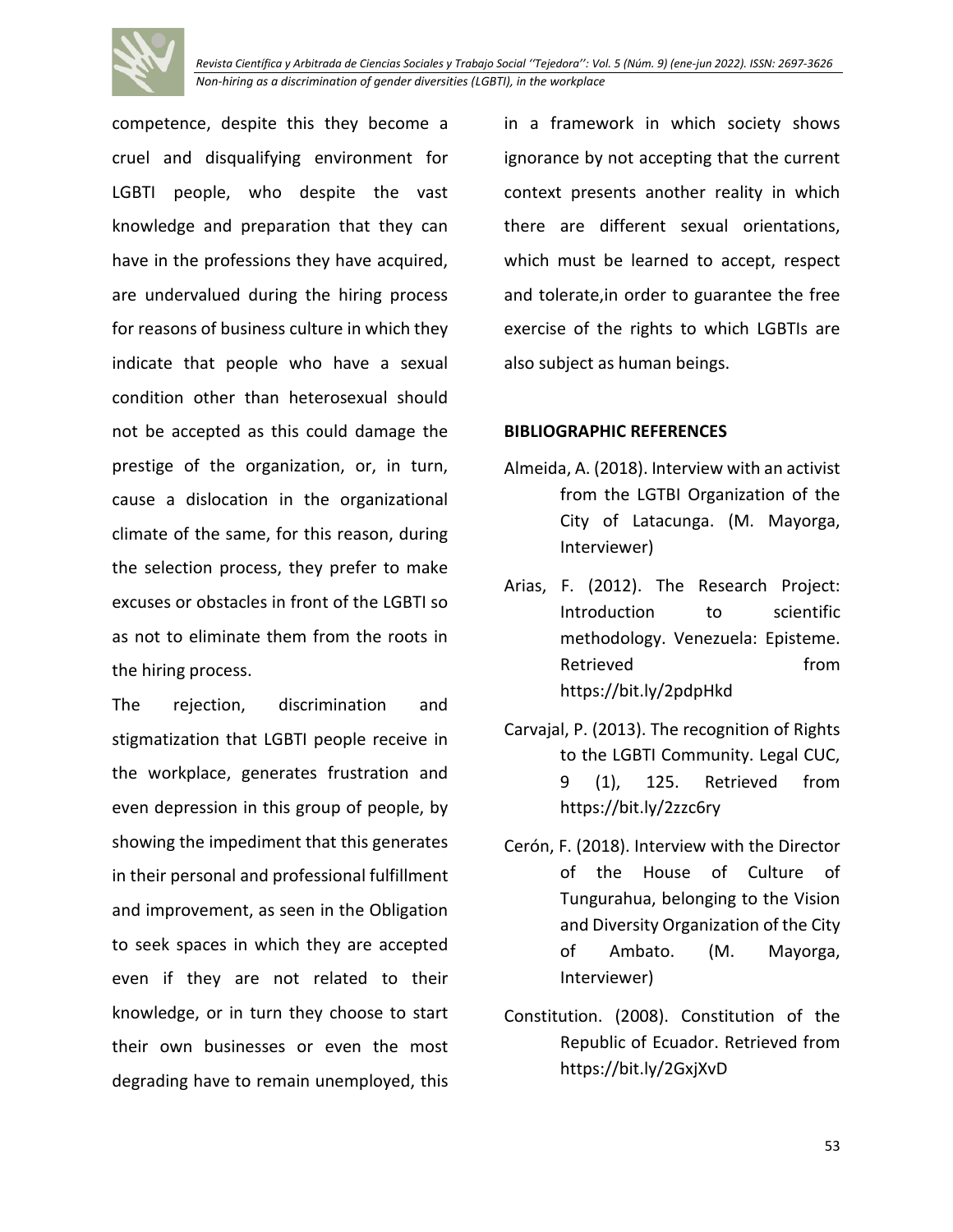competence, despite this they become a cruel and disqualifying environment for LGBTI people, who despite the vast knowledge and preparation that they can have in the professions they have acquired, are undervalued during the hiring process for reasons of business culture in which they indicate that people who have a sexual condition other than heterosexual should not be accepted as this could damage the prestige of the organization, or, in turn, cause a dislocation in the organizational climate of the same, for this reason, during the selection process, they prefer to make excuses or obstacles in front of the LGBTI so as not to eliminate them from the roots in the hiring process.

The rejection, discrimination and stigmatization that LGBTI people receive in the workplace, generates frustration and even depression in this group of people, by showing the impediment that this generates in their personal and professional fulfillment and improvement, as seen in the Obligation to seek spaces in which they are accepted even if they are not related to their knowledge, or in turn they choose to start their own businesses or even the most degrading have to remain unemployed, this in a framework in which society shows ignorance by not accepting that the current context presents another reality in which there are different sexual orientations, which must be learned to accept, respect and tolerate,in order to guarantee the free exercise of the rights to which LGBTIs are also subject as human beings.

## BIBLIOGRAPHIC REFERENCES

Almeida, A. (2018). Interview with an activist from the LGTBI Organization of the City of Latacunga. (M. Mayorga, Interviewer)

Arias, F. (2012). The Research Project: Introduction to scientific methodology. Venezuela: Episteme. Retrieved from https://bit.ly/2pdpHkd

Carvajal, P. (2013). The recognition of Rights to the LGBTI Community. Legal CUC, 9 (1), 125. Retrieved from https://bit.ly/2zzc6ry

Cerón, F. (2018). Interview with the Director of the House of Culture of Tungurahua, belonging to the Vision and Diversity Organization of the City of Ambato. (M. Mayorga, Interviewer)

Constitution. (2008). Constitution of the Republic of Ecuador. Retrieved from https://bit.ly/2GxjXvD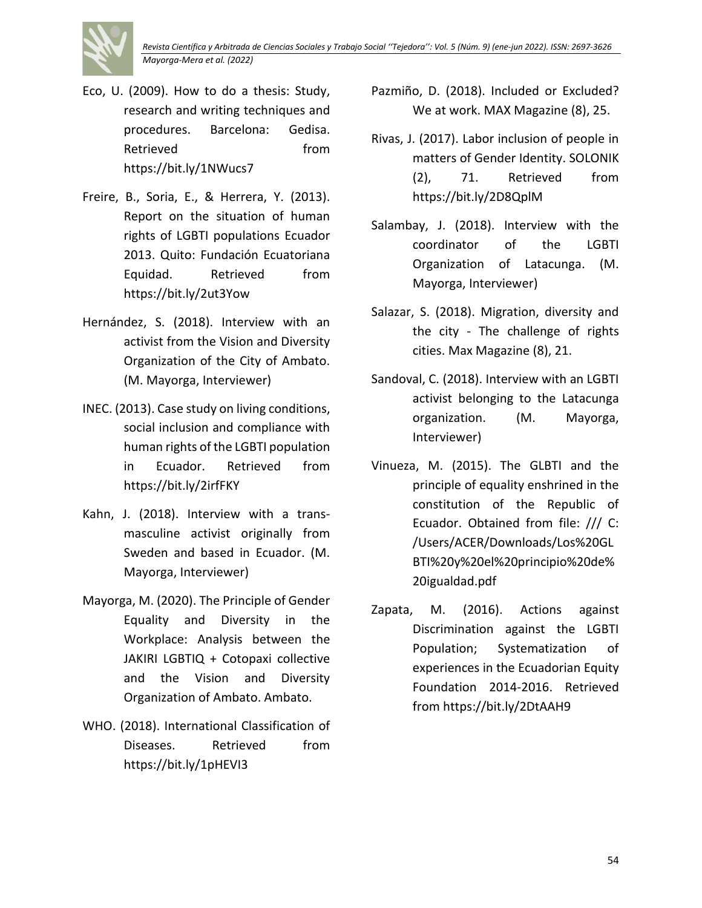Eco, U. (2009). How to do a thesis: Study, research and writing techniques and procedures. Barcelona: Gedisa. Retrieved from https://bit.ly/1NWucs7

Freire, B., Soria, E., & Herrera, Y. (2013). Report on the situation of human rights of LGBTI populations Ecuador 2013. Quito: Fundación Ecuatoriana Equidad. Retrieved from https://bit.ly/2ut3Yow

Hernández, S. (2018). Interview with an activist from the Vision and Diversity Organization of the City of Ambato. (M. Mayorga, Interviewer)

INEC. (2013). Case study on living conditions, social inclusion and compliance with human rights of the LGBTI population in Ecuador. Retrieved from https://bit.ly/2irfFKY

Kahn, J. (2018). Interview with a trans-masculine activist originally from Sweden and based in Ecuador. (M. Mayorga, Interviewer)

Mayorga, M. (2020). The Principle of Gender Equality and Diversity in the Workplace: Analysis between the JAKIRI LGBTIQ + Cotopaxi collective and the Vision and Diversity Organization of Ambato. Ambato.

WHO. (2018). International Classification of Diseases. Retrieved from https://bit.ly/1pHEVI3

Pazmiño, D. (2018). Included or Excluded? We at work. MAX Magazine (8), 25.

Rivas, J. (2017). Labor inclusion of people in matters of Gender Identity. SOLONIK (2), 71. Retrieved from https://bit.ly/2D8QplM

Salambay, J. (2018). Interview with the coordinator of the LGBTI Organization of Latacunga. (M. Mayorga, Interviewer)

Salazar, S. (2018). Migration, diversity and the city - The challenge of rights cities. Max Magazine (8), 21.

Sandoval, C. (2018). Interview with an LGBTI activist belonging to the Latacunga organization. (M. Mayorga, Interviewer)

Vinueza, M. (2015). The GLBTI and the principle of equality enshrined in the constitution of the Republic of Ecuador. Obtained from file: /// C: /Users/ACER/Downloads/Los%20GLBTI%20y%20el%20principio%20de%20igualdad.pdf

Zapata, M. (2016). Actions against Discrimination against the LGBTI Population; Systematization of experiences in the Ecuadorian Equity Foundation 2014-2016. Retrieved from https://bit.ly/2DtAAH9